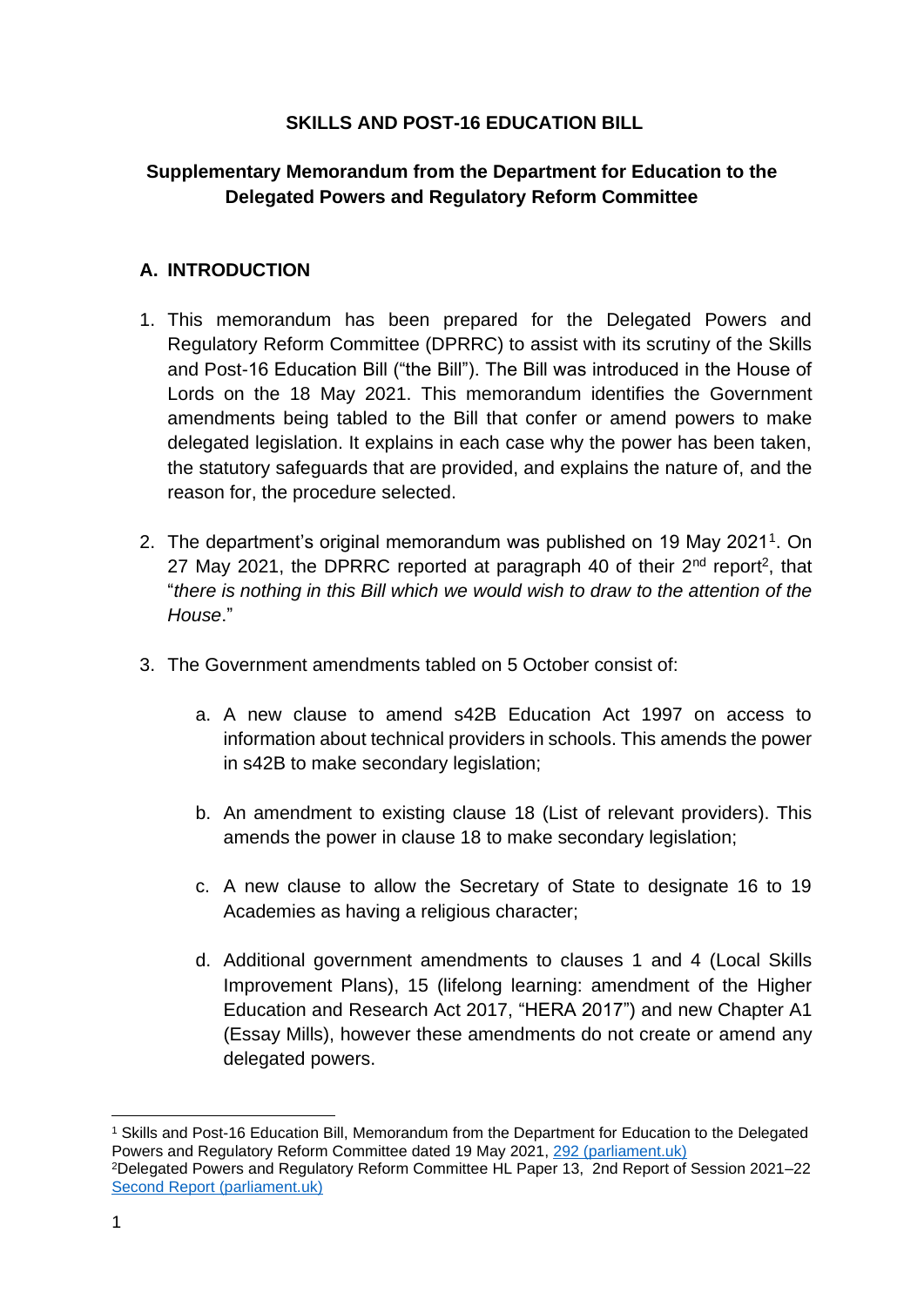**SKILLS AND POST-16 EDUCATION BILL**

**Supplementary Memorandum from the Department for Education to the Delegated Powers and Regulatory Reform Committee**

## A. INTRODUCTION

1. This memorandum has been prepared for the Delegated Powers and Regulatory Reform Committee (DPRRC) to assist with its scrutiny of the Skills and Post-16 Education Bill ("the Bill"). The Bill was introduced in the House of Lords on the 18 May 2021. This memorandum identifies the Government amendments being tabled to the Bill that confer or amend powers to make delegated legislation. It explains in each case why the power has been taken, the statutory safeguards that are provided, and explains the nature of, and the reason for, the procedure selected.

2. The department's original memorandum was published on 19 May 2021[1]. On 27 May 2021, the DPRRC reported at paragraph 40 of their 2nd report[2], that "*there is nothing in this Bill which we would wish to draw to the attention of the House*."

3. The Government amendments tabled on 5 October consist of:

   a. A new clause to amend s42B Education Act 1997 on access to information about technical providers in schools. This amends the power in s42B to make secondary legislation;

   b. An amendment to existing clause 18 (List of relevant providers). This amends the power in clause 18 to make secondary legislation;

   c. A new clause to allow the Secretary of State to designate 16 to 19 Academies as having a religious character;

   d. Additional government amendments to clauses 1 and 4 (Local Skills Improvement Plans), 15 (lifelong learning: amendment of the Higher Education and Research Act 2017, "HERA 2017") and new Chapter A1 (Essay Mills), however these amendments do not create or amend any delegated powers.

---

[1] Skills and Post-16 Education Bill, Memorandum from the Department for Education to the Delegated Powers and Regulatory Reform Committee dated 19 May 2021, 292 (parliament.uk)

[2] Delegated Powers and Regulatory Reform Committee HL Paper 13, 2nd Report of Session 2021–22 Second Report (parliament.uk)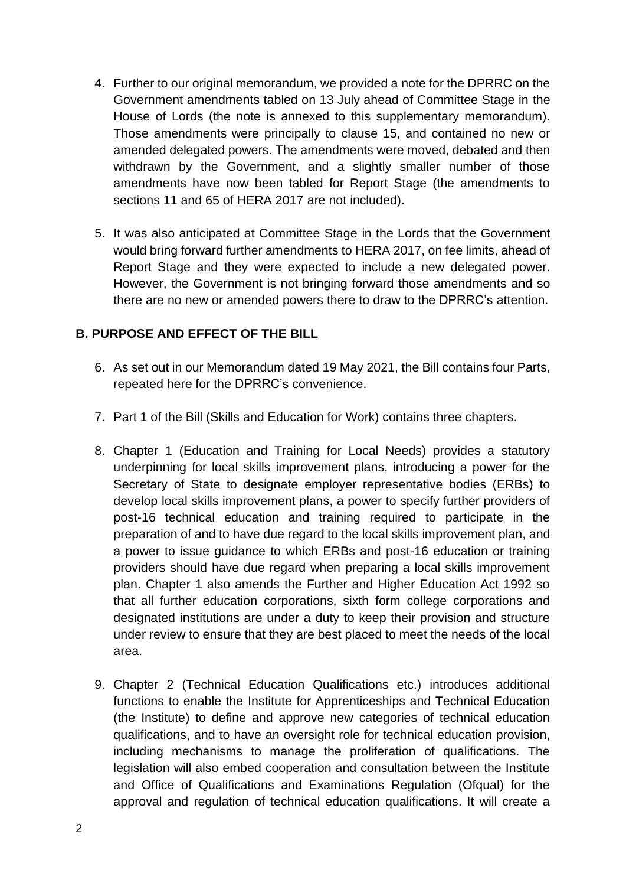4. Further to our original memorandum, we provided a note for the DPRRC on the Government amendments tabled on 13 July ahead of Committee Stage in the House of Lords (the note is annexed to this supplementary memorandum). Those amendments were principally to clause 15, and contained no new or amended delegated powers. The amendments were moved, debated and then withdrawn by the Government, and a slightly smaller number of those amendments have now been tabled for Report Stage (the amendments to sections 11 and 65 of HERA 2017 are not included).

5. It was also anticipated at Committee Stage in the Lords that the Government would bring forward further amendments to HERA 2017, on fee limits, ahead of Report Stage and they were expected to include a new delegated power. However, the Government is not bringing forward those amendments and so there are no new or amended powers there to draw to the DPRRC's attention.

## B. PURPOSE AND EFFECT OF THE BILL

6. As set out in our Memorandum dated 19 May 2021, the Bill contains four Parts, repeated here for the DPRRC's convenience.

7. Part 1 of the Bill (Skills and Education for Work) contains three chapters.

8. Chapter 1 (Education and Training for Local Needs) provides a statutory underpinning for local skills improvement plans, introducing a power for the Secretary of State to designate employer representative bodies (ERBs) to develop local skills improvement plans, a power to specify further providers of post-16 technical education and training required to participate in the preparation of and to have due regard to the local skills improvement plan, and a power to issue guidance to which ERBs and post-16 education or training providers should have due regard when preparing a local skills improvement plan. Chapter 1 also amends the Further and Higher Education Act 1992 so that all further education corporations, sixth form college corporations and designated institutions are under a duty to keep their provision and structure under review to ensure that they are best placed to meet the needs of the local area.

9. Chapter 2 (Technical Education Qualifications etc.) introduces additional functions to enable the Institute for Apprenticeships and Technical Education (the Institute) to define and approve new categories of technical education qualifications, and to have an oversight role for technical education provision, including mechanisms to manage the proliferation of qualifications. The legislation will also embed cooperation and consultation between the Institute and Office of Qualifications and Examinations Regulation (Ofqual) for the approval and regulation of technical education qualifications. It will create a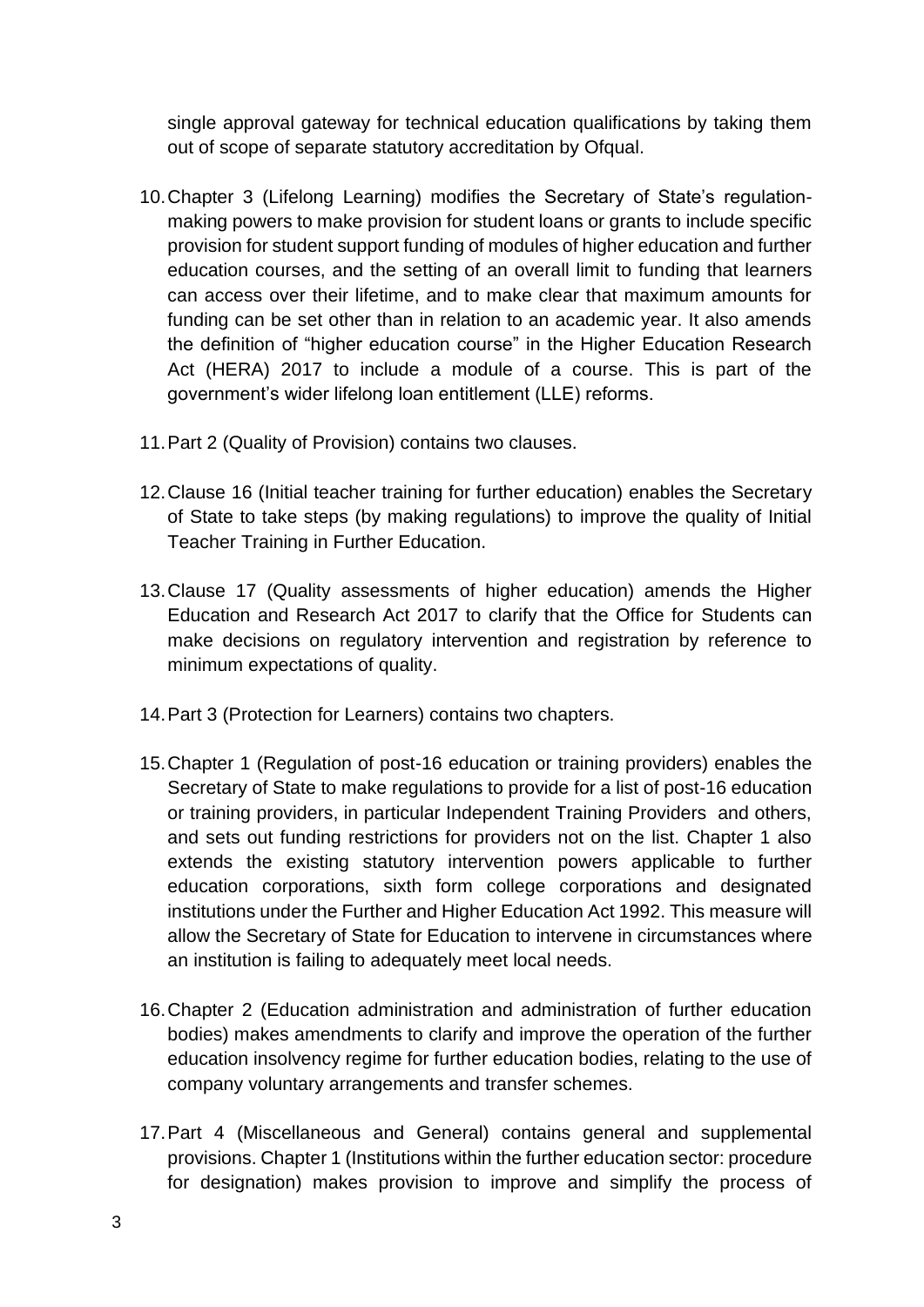single approval gateway for technical education qualifications by taking them out of scope of separate statutory accreditation by Ofqual.

10. Chapter 3 (Lifelong Learning) modifies the Secretary of State's regulation-making powers to make provision for student loans or grants to include specific provision for student support funding of modules of higher education and further education courses, and the setting of an overall limit to funding that learners can access over their lifetime, and to make clear that maximum amounts for funding can be set other than in relation to an academic year. It also amends the definition of "higher education course" in the Higher Education Research Act (HERA) 2017 to include a module of a course. This is part of the government's wider lifelong loan entitlement (LLE) reforms.

11. Part 2 (Quality of Provision) contains two clauses.

12. Clause 16 (Initial teacher training for further education) enables the Secretary of State to take steps (by making regulations) to improve the quality of Initial Teacher Training in Further Education.

13. Clause 17 (Quality assessments of higher education) amends the Higher Education and Research Act 2017 to clarify that the Office for Students can make decisions on regulatory intervention and registration by reference to minimum expectations of quality.

14. Part 3 (Protection for Learners) contains two chapters.

15. Chapter 1 (Regulation of post-16 education or training providers) enables the Secretary of State to make regulations to provide for a list of post-16 education or training providers, in particular Independent Training Providers and others, and sets out funding restrictions for providers not on the list. Chapter 1 also extends the existing statutory intervention powers applicable to further education corporations, sixth form college corporations and designated institutions under the Further and Higher Education Act 1992. This measure will allow the Secretary of State for Education to intervene in circumstances where an institution is failing to adequately meet local needs.

16. Chapter 2 (Education administration and administration of further education bodies) makes amendments to clarify and improve the operation of the further education insolvency regime for further education bodies, relating to the use of company voluntary arrangements and transfer schemes.

17. Part 4 (Miscellaneous and General) contains general and supplemental provisions. Chapter 1 (Institutions within the further education sector: procedure for designation) makes provision to improve and simplify the process of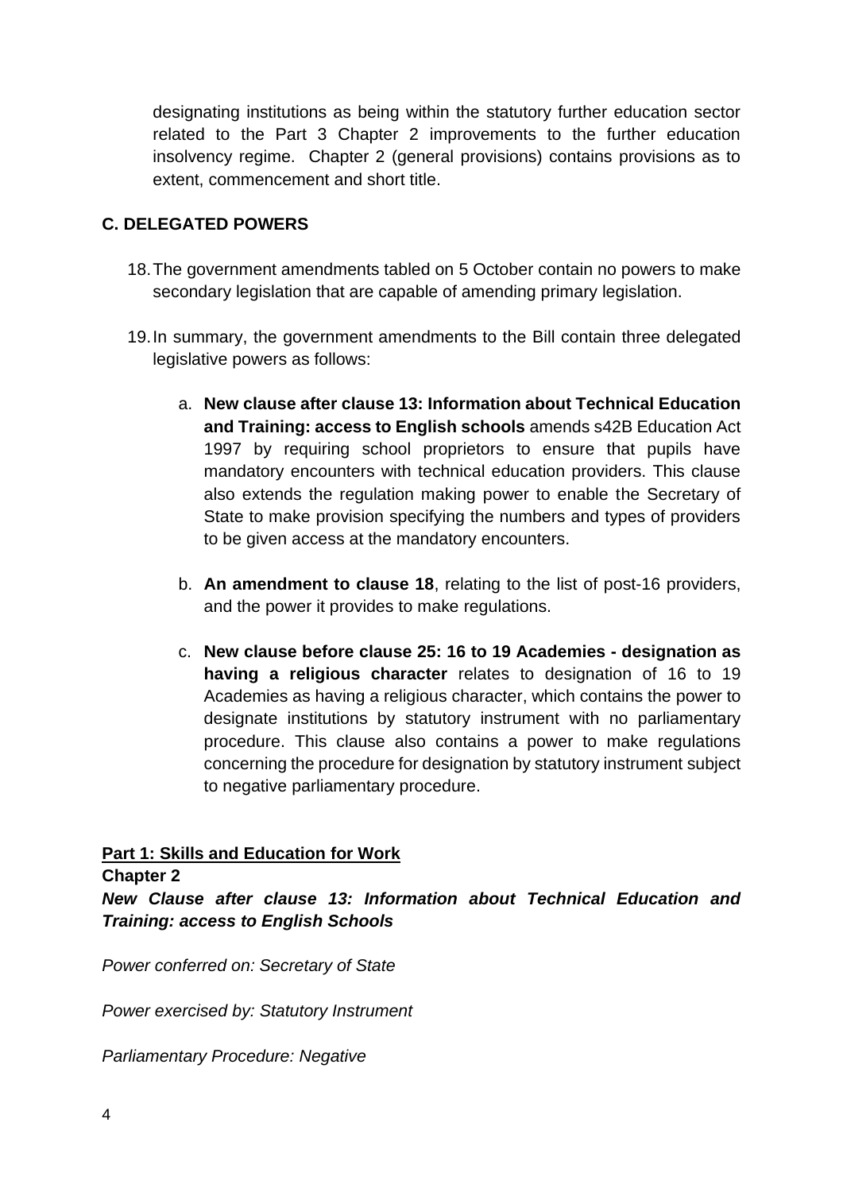designating institutions as being within the statutory further education sector related to the Part 3 Chapter 2 improvements to the further education insolvency regime. Chapter 2 (general provisions) contains provisions as to extent, commencement and short title.

## C. DELEGATED POWERS

18. The government amendments tabled on 5 October contain no powers to make secondary legislation that are capable of amending primary legislation.

19. In summary, the government amendments to the Bill contain three delegated legislative powers as follows:

   a. **New clause after clause 13: Information about Technical Education and Training: access to English schools** amends s42B Education Act 1997 by requiring school proprietors to ensure that pupils have mandatory encounters with technical education providers. This clause also extends the regulation making power to enable the Secretary of State to make provision specifying the numbers and types of providers to be given access at the mandatory encounters.

   b. **An amendment to clause 18**, relating to the list of post-16 providers, and the power it provides to make regulations.

   c. **New clause before clause 25: 16 to 19 Academies - designation as having a religious character** relates to designation of 16 to 19 Academies as having a religious character, which contains the power to designate institutions by statutory instrument with no parliamentary procedure. This clause also contains a power to make regulations concerning the procedure for designation by statutory instrument subject to negative parliamentary procedure.

**Part 1: Skills and Education for Work**

**Chapter 2**

***New Clause after clause 13: Information about Technical Education and Training: access to English Schools***

*Power conferred on: Secretary of State*

*Power exercised by: Statutory Instrument*

*Parliamentary Procedure: Negative*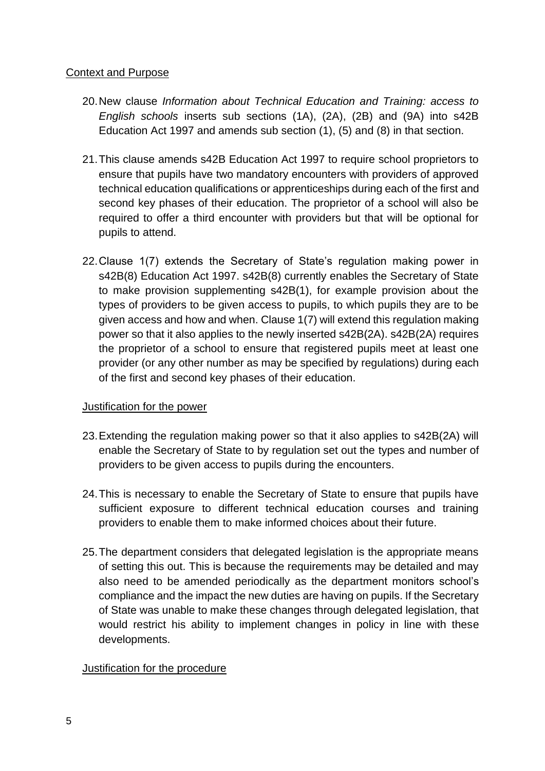Context and Purpose

20. New clause *Information about Technical Education and Training: access to English schools* inserts sub sections (1A), (2A), (2B) and (9A) into s42B Education Act 1997 and amends sub section (1), (5) and (8) in that section.

21. This clause amends s42B Education Act 1997 to require school proprietors to ensure that pupils have two mandatory encounters with providers of approved technical education qualifications or apprenticeships during each of the first and second key phases of their education. The proprietor of a school will also be required to offer a third encounter with providers but that will be optional for pupils to attend.

22. Clause 1(7) extends the Secretary of State's regulation making power in s42B(8) Education Act 1997. s42B(8) currently enables the Secretary of State to make provision supplementing s42B(1), for example provision about the types of providers to be given access to pupils, to which pupils they are to be given access and how and when. Clause 1(7) will extend this regulation making power so that it also applies to the newly inserted s42B(2A). s42B(2A) requires the proprietor of a school to ensure that registered pupils meet at least one provider (or any other number as may be specified by regulations) during each of the first and second key phases of their education.

Justification for the power

23. Extending the regulation making power so that it also applies to s42B(2A) will enable the Secretary of State to by regulation set out the types and number of providers to be given access to pupils during the encounters.

24. This is necessary to enable the Secretary of State to ensure that pupils have sufficient exposure to different technical education courses and training providers to enable them to make informed choices about their future.

25. The department considers that delegated legislation is the appropriate means of setting this out. This is because the requirements may be detailed and may also need to be amended periodically as the department monitors school's compliance and the impact the new duties are having on pupils. If the Secretary of State was unable to make these changes through delegated legislation, that would restrict his ability to implement changes in policy in line with these developments.

Justification for the procedure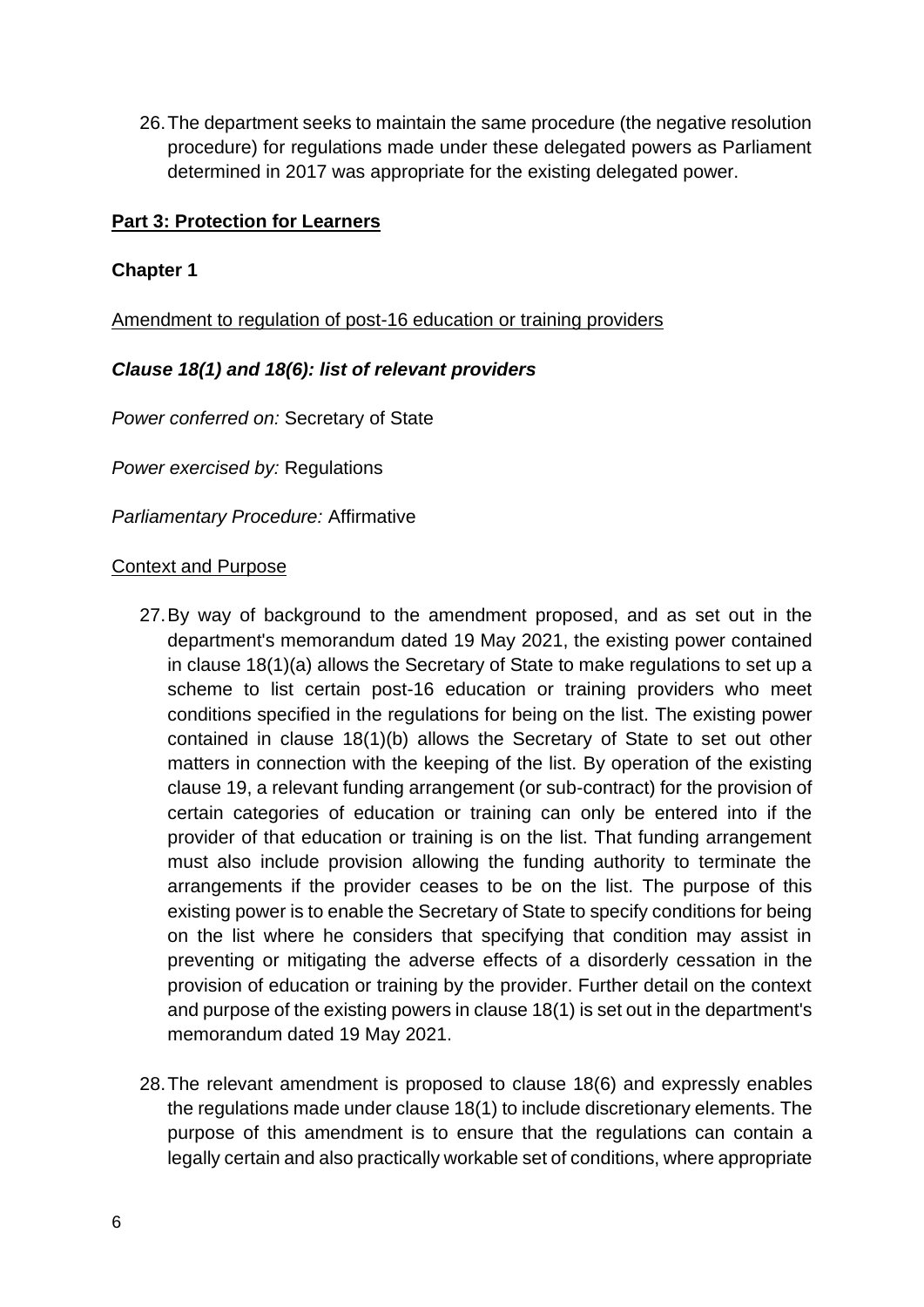26. The department seeks to maintain the same procedure (the negative resolution procedure) for regulations made under these delegated powers as Parliament determined in 2017 was appropriate for the existing delegated power.

## Part 3: Protection for Learners

### Chapter 1

Amendment to regulation of post-16 education or training providers

***Clause 18(1) and 18(6): list of relevant providers***

*Power conferred on:* Secretary of State

*Power exercised by:* Regulations

*Parliamentary Procedure:* Affirmative

Context and Purpose

27. By way of background to the amendment proposed, and as set out in the department's memorandum dated 19 May 2021, the existing power contained in clause 18(1)(a) allows the Secretary of State to make regulations to set up a scheme to list certain post-16 education or training providers who meet conditions specified in the regulations for being on the list. The existing power contained in clause 18(1)(b) allows the Secretary of State to set out other matters in connection with the keeping of the list. By operation of the existing clause 19, a relevant funding arrangement (or sub-contract) for the provision of certain categories of education or training can only be entered into if the provider of that education or training is on the list. That funding arrangement must also include provision allowing the funding authority to terminate the arrangements if the provider ceases to be on the list. The purpose of this existing power is to enable the Secretary of State to specify conditions for being on the list where he considers that specifying that condition may assist in preventing or mitigating the adverse effects of a disorderly cessation in the provision of education or training by the provider. Further detail on the context and purpose of the existing powers in clause 18(1) is set out in the department's memorandum dated 19 May 2021.

28. The relevant amendment is proposed to clause 18(6) and expressly enables the regulations made under clause 18(1) to include discretionary elements. The purpose of this amendment is to ensure that the regulations can contain a legally certain and also practically workable set of conditions, where appropriate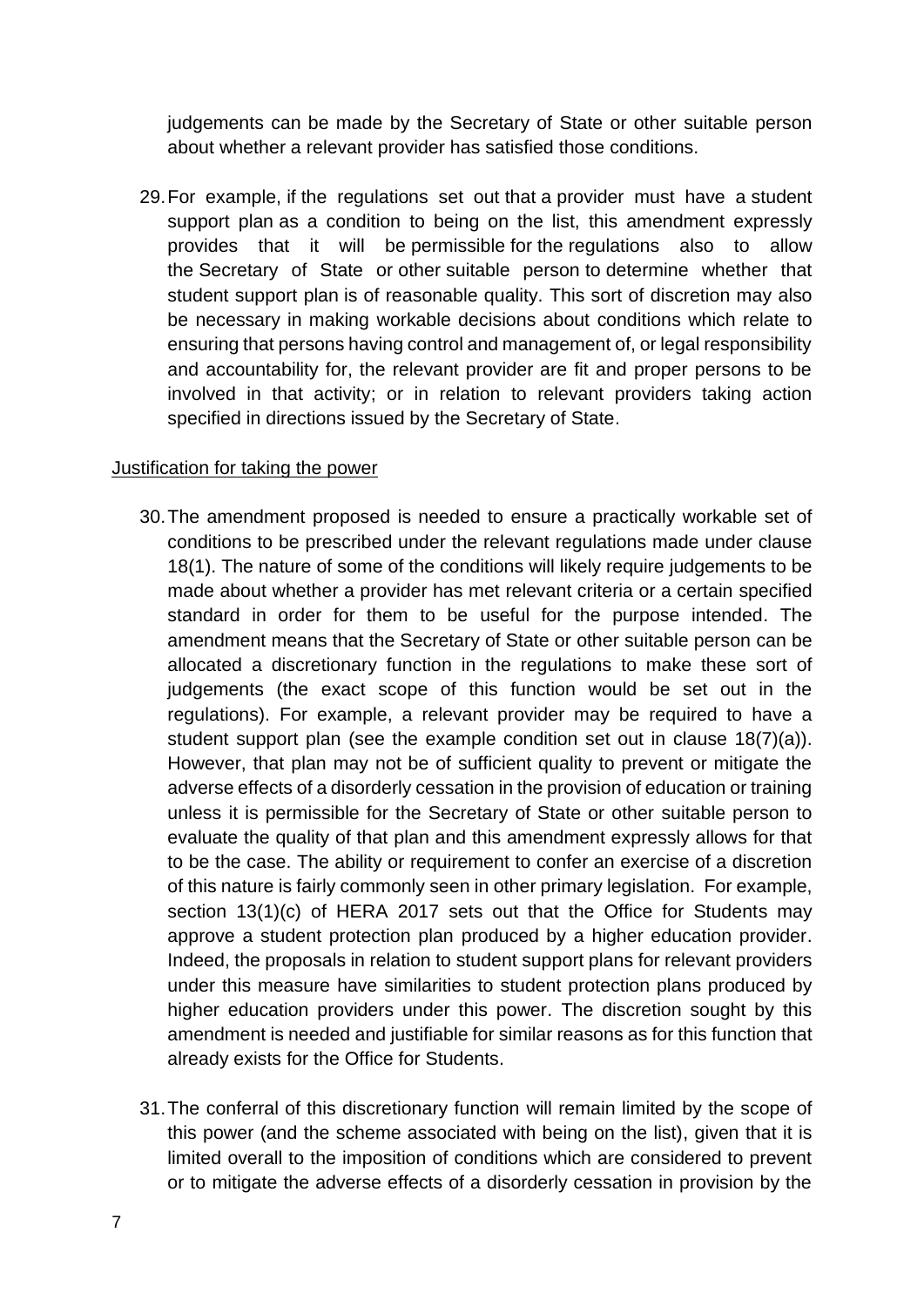judgements can be made by the Secretary of State or other suitable person about whether a relevant provider has satisfied those conditions.

29. For example, if the regulations set out that a provider must have a student support plan as a condition to being on the list, this amendment expressly provides that it will be permissible for the regulations also to allow the Secretary of State or other suitable person to determine whether that student support plan is of reasonable quality. This sort of discretion may also be necessary in making workable decisions about conditions which relate to ensuring that persons having control and management of, or legal responsibility and accountability for, the relevant provider are fit and proper persons to be involved in that activity; or in relation to relevant providers taking action specified in directions issued by the Secretary of State.

<u>Justification for taking the power</u>

30. The amendment proposed is needed to ensure a practically workable set of conditions to be prescribed under the relevant regulations made under clause 18(1). The nature of some of the conditions will likely require judgements to be made about whether a provider has met relevant criteria or a certain specified standard in order for them to be useful for the purpose intended. The amendment means that the Secretary of State or other suitable person can be allocated a discretionary function in the regulations to make these sort of judgements (the exact scope of this function would be set out in the regulations). For example, a relevant provider may be required to have a student support plan (see the example condition set out in clause 18(7)(a)). However, that plan may not be of sufficient quality to prevent or mitigate the adverse effects of a disorderly cessation in the provision of education or training unless it is permissible for the Secretary of State or other suitable person to evaluate the quality of that plan and this amendment expressly allows for that to be the case. The ability or requirement to confer an exercise of a discretion of this nature is fairly commonly seen in other primary legislation. For example, section 13(1)(c) of HERA 2017 sets out that the Office for Students may approve a student protection plan produced by a higher education provider. Indeed, the proposals in relation to student support plans for relevant providers under this measure have similarities to student protection plans produced by higher education providers under this power. The discretion sought by this amendment is needed and justifiable for similar reasons as for this function that already exists for the Office for Students.

31. The conferral of this discretionary function will remain limited by the scope of this power (and the scheme associated with being on the list), given that it is limited overall to the imposition of conditions which are considered to prevent or to mitigate the adverse effects of a disorderly cessation in provision by the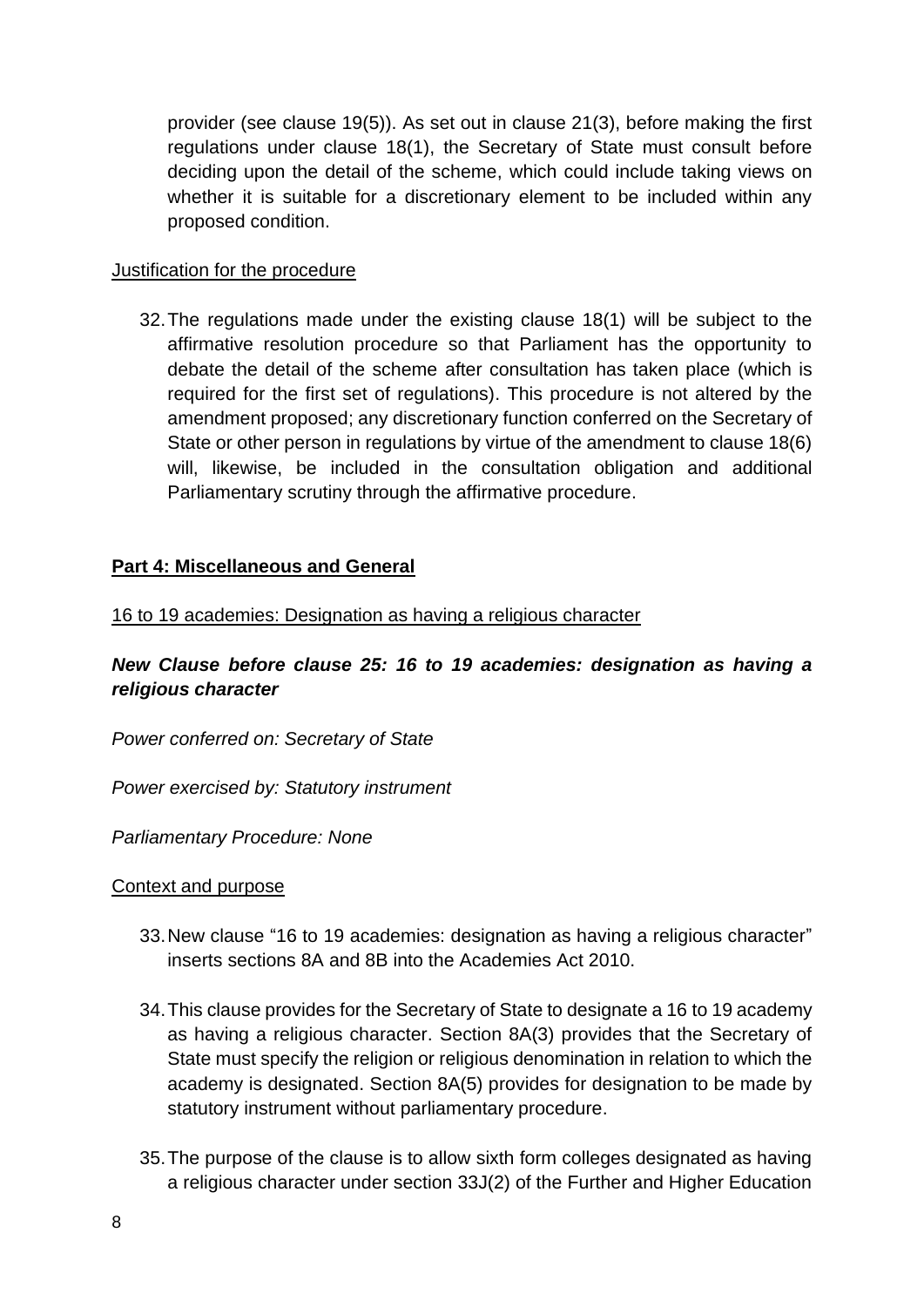provider (see clause 19(5)). As set out in clause 21(3), before making the first regulations under clause 18(1), the Secretary of State must consult before deciding upon the detail of the scheme, which could include taking views on whether it is suitable for a discretionary element to be included within any proposed condition.

Justification for the procedure

32. The regulations made under the existing clause 18(1) will be subject to the affirmative resolution procedure so that Parliament has the opportunity to debate the detail of the scheme after consultation has taken place (which is required for the first set of regulations). This procedure is not altered by the amendment proposed; any discretionary function conferred on the Secretary of State or other person in regulations by virtue of the amendment to clause 18(6) will, likewise, be included in the consultation obligation and additional Parliamentary scrutiny through the affirmative procedure.

## Part 4: Miscellaneous and General

16 to 19 academies: Designation as having a religious character

***New Clause before clause 25: 16 to 19 academies: designation as having a religious character***

*Power conferred on: Secretary of State*

*Power exercised by: Statutory instrument*

*Parliamentary Procedure: None*

Context and purpose

33. New clause "16 to 19 academies: designation as having a religious character" inserts sections 8A and 8B into the Academies Act 2010.

34. This clause provides for the Secretary of State to designate a 16 to 19 academy as having a religious character. Section 8A(3) provides that the Secretary of State must specify the religion or religious denomination in relation to which the academy is designated. Section 8A(5) provides for designation to be made by statutory instrument without parliamentary procedure.

35. The purpose of the clause is to allow sixth form colleges designated as having a religious character under section 33J(2) of the Further and Higher Education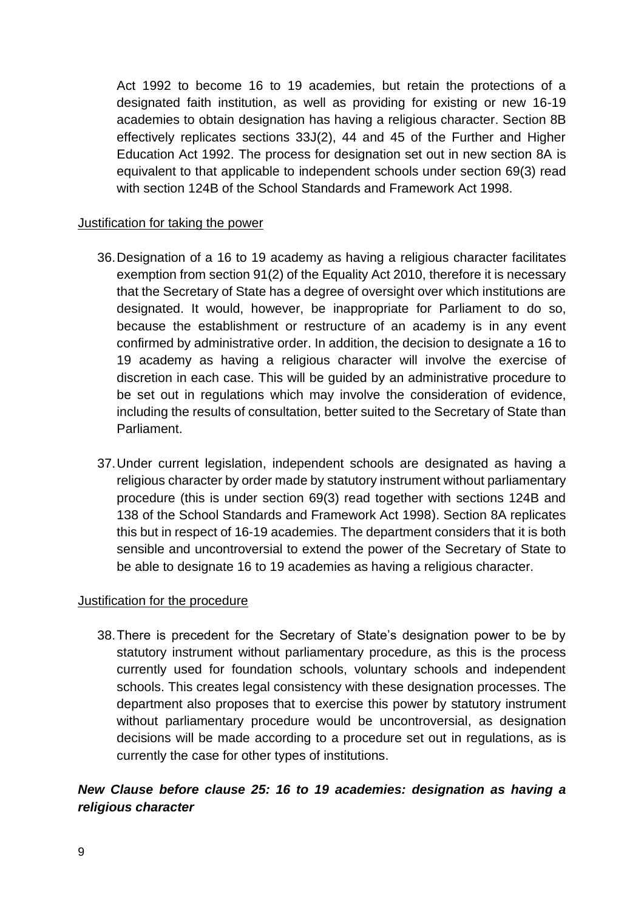Act 1992 to become 16 to 19 academies, but retain the protections of a designated faith institution, as well as providing for existing or new 16-19 academies to obtain designation has having a religious character. Section 8B effectively replicates sections 33J(2), 44 and 45 of the Further and Higher Education Act 1992. The process for designation set out in new section 8A is equivalent to that applicable to independent schools under section 69(3) read with section 124B of the School Standards and Framework Act 1998.

Justification for taking the power

36. Designation of a 16 to 19 academy as having a religious character facilitates exemption from section 91(2) of the Equality Act 2010, therefore it is necessary that the Secretary of State has a degree of oversight over which institutions are designated. It would, however, be inappropriate for Parliament to do so, because the establishment or restructure of an academy is in any event confirmed by administrative order. In addition, the decision to designate a 16 to 19 academy as having a religious character will involve the exercise of discretion in each case. This will be guided by an administrative procedure to be set out in regulations which may involve the consideration of evidence, including the results of consultation, better suited to the Secretary of State than Parliament.

37. Under current legislation, independent schools are designated as having a religious character by order made by statutory instrument without parliamentary procedure (this is under section 69(3) read together with sections 124B and 138 of the School Standards and Framework Act 1998). Section 8A replicates this but in respect of 16-19 academies. The department considers that it is both sensible and uncontroversial to extend the power of the Secretary of State to be able to designate 16 to 19 academies as having a religious character.

Justification for the procedure

38. There is precedent for the Secretary of State's designation power to be by statutory instrument without parliamentary procedure, as this is the process currently used for foundation schools, voluntary schools and independent schools. This creates legal consistency with these designation processes. The department also proposes that to exercise this power by statutory instrument without parliamentary procedure would be uncontroversial, as designation decisions will be made according to a procedure set out in regulations, as is currently the case for other types of institutions.

***New Clause before clause 25: 16 to 19 academies: designation as having a religious character***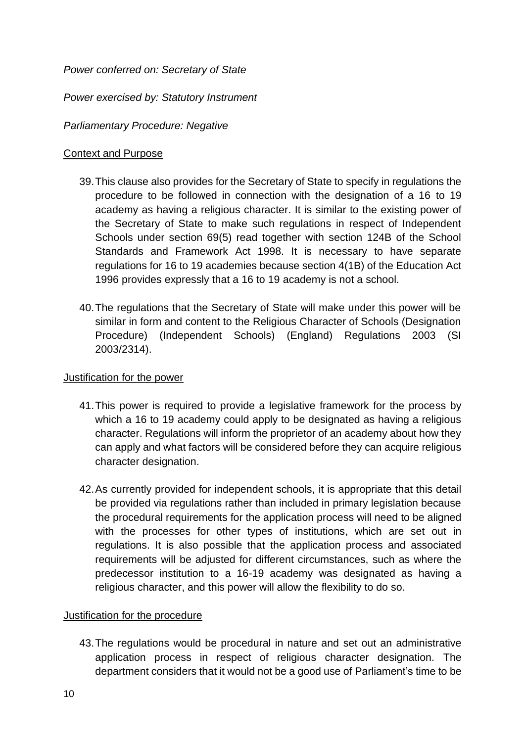*Power conferred on: Secretary of State*

*Power exercised by: Statutory Instrument*

*Parliamentary Procedure: Negative*

Context and Purpose

39. This clause also provides for the Secretary of State to specify in regulations the procedure to be followed in connection with the designation of a 16 to 19 academy as having a religious character. It is similar to the existing power of the Secretary of State to make such regulations in respect of Independent Schools under section 69(5) read together with section 124B of the School Standards and Framework Act 1998. It is necessary to have separate regulations for 16 to 19 academies because section 4(1B) of the Education Act 1996 provides expressly that a 16 to 19 academy is not a school.

40. The regulations that the Secretary of State will make under this power will be similar in form and content to the Religious Character of Schools (Designation Procedure) (Independent Schools) (England) Regulations 2003 (SI 2003/2314).

Justification for the power

41. This power is required to provide a legislative framework for the process by which a 16 to 19 academy could apply to be designated as having a religious character. Regulations will inform the proprietor of an academy about how they can apply and what factors will be considered before they can acquire religious character designation.

42. As currently provided for independent schools, it is appropriate that this detail be provided via regulations rather than included in primary legislation because the procedural requirements for the application process will need to be aligned with the processes for other types of institutions, which are set out in regulations. It is also possible that the application process and associated requirements will be adjusted for different circumstances, such as where the predecessor institution to a 16-19 academy was designated as having a religious character, and this power will allow the flexibility to do so.

Justification for the procedure

43. The regulations would be procedural in nature and set out an administrative application process in respect of religious character designation. The department considers that it would not be a good use of Parliament's time to be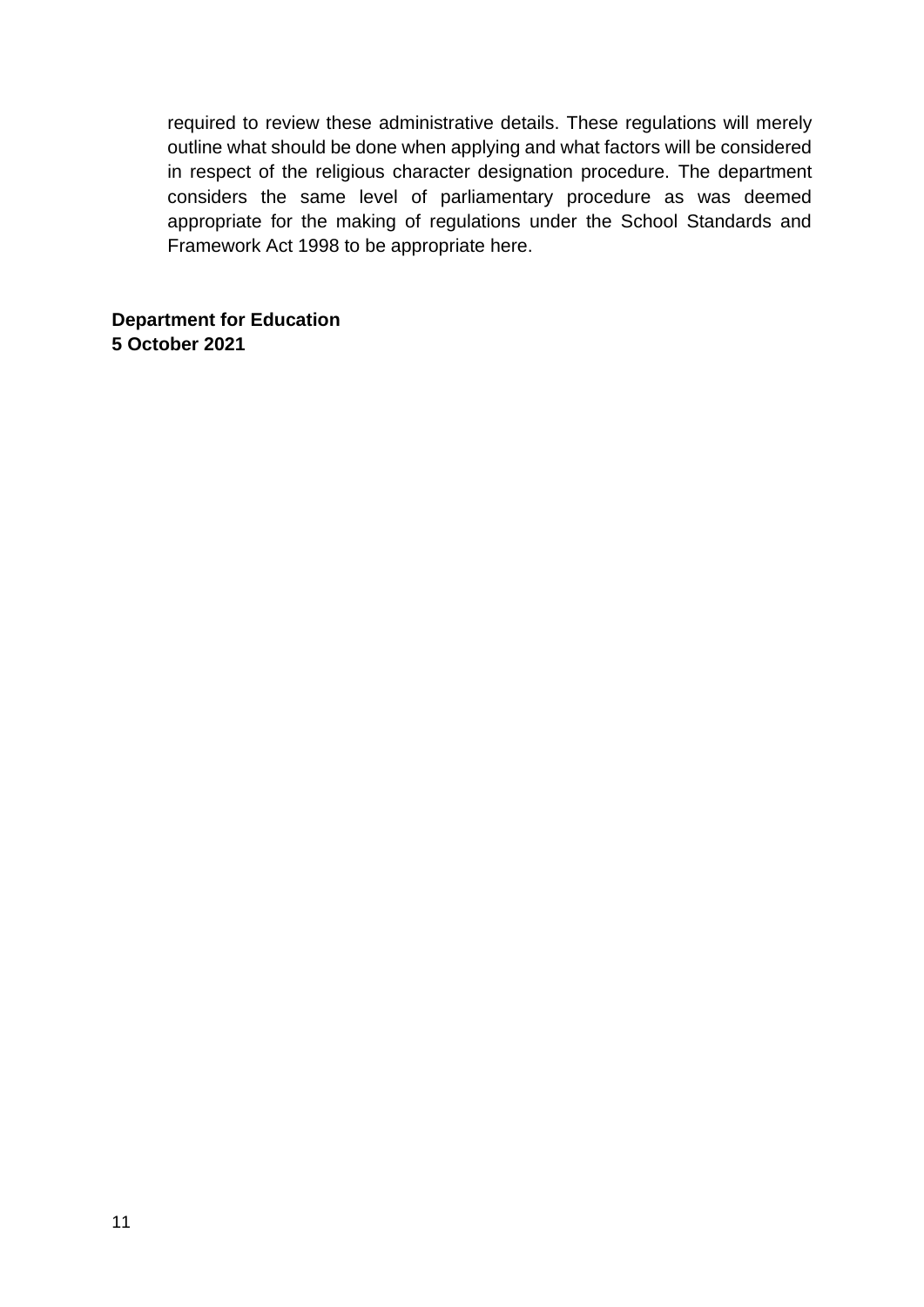required to review these administrative details. These regulations will merely outline what should be done when applying and what factors will be considered in respect of the religious character designation procedure. The department considers the same level of parliamentary procedure as was deemed appropriate for the making of regulations under the School Standards and Framework Act 1998 to be appropriate here.

**Department for Education**
**5 October 2021**